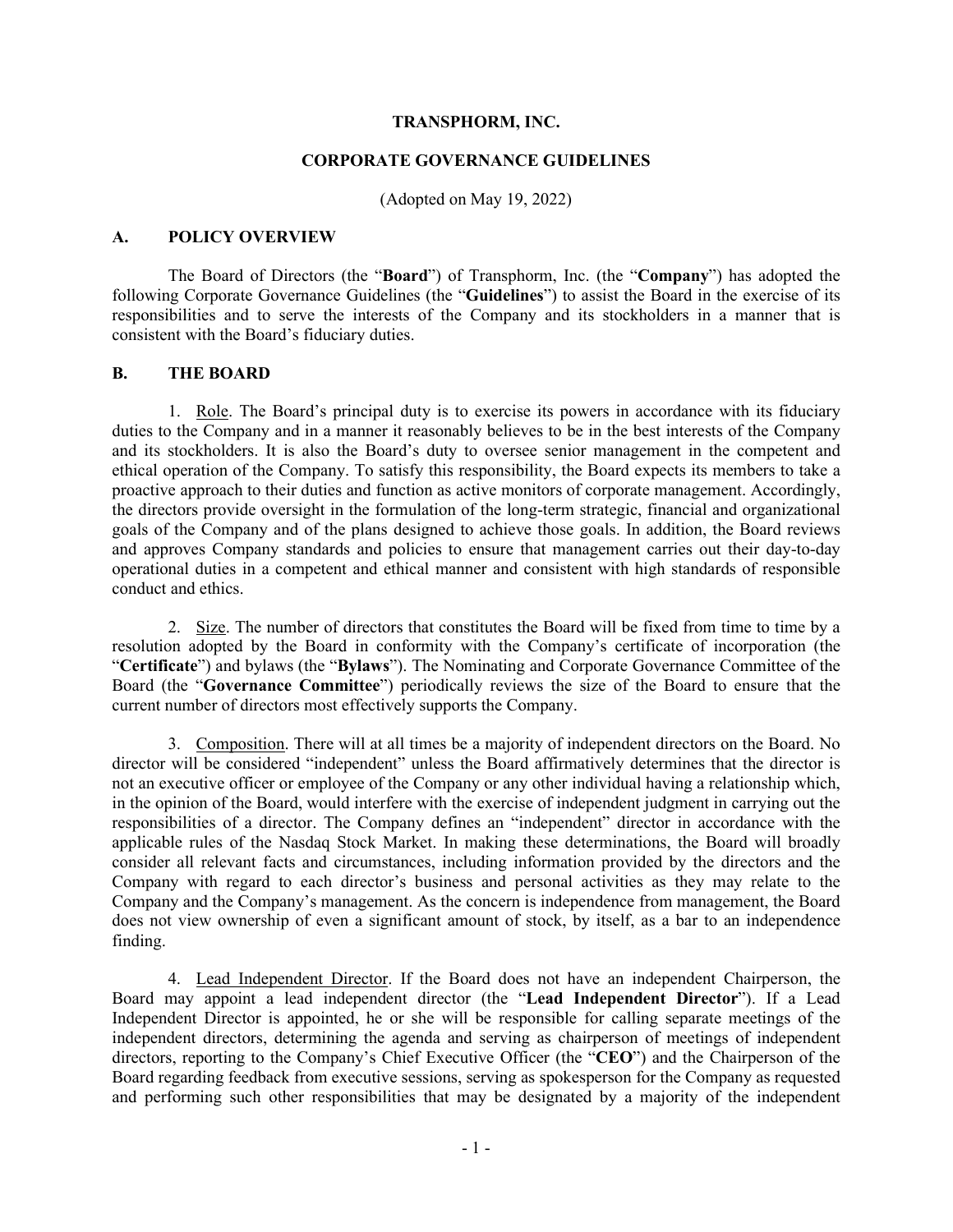# TRANSPHORM, INC.

## CORPORATE GOVERNANCE GUIDELINES

(Adopted on May 19, 2022)

### A. POLICY OVERVIEW

The Board of Directors (the "**Board**") of Transphorm, Inc. (the "**Company**") has adopted the following Corporate Governance Guidelines (the "**Guidelines**") to assist the Board in the exercise of its responsibilities and to serve the interests of the Company and its stockholders in a manner that is consistent with the Board's fiduciary duties.

### B. THE BOARD

1. Role. The Board's principal duty is to exercise its powers in accordance with its fiduciary duties to the Company and in a manner it reasonably believes to be in the best interests of the Company and its stockholders. It is also the Board's duty to oversee senior management in the competent and ethical operation of the Company. To satisfy this responsibility, the Board expects its members to take a proactive approach to their duties and function as active monitors of corporate management. Accordingly, the directors provide oversight in the formulation of the long-term strategic, financial and organizational goals of the Company and of the plans designed to achieve those goals. In addition, the Board reviews and approves Company standards and policies to ensure that management carries out their day-to-day operational duties in a competent and ethical manner and consistent with high standards of responsible conduct and ethics.

2. Size. The number of directors that constitutes the Board will be fixed from time to time by a resolution adopted by the Board in conformity with the Company's certificate of incorporation (the "**Certificate**") and bylaws (the "**Bylaws**"). The Nominating and Corporate Governance Committee of the Board (the "**Governance Committee**") periodically reviews the size of the Board to ensure that the current number of directors most effectively supports the Company.

3. Composition. There will at all times be a majority of independent directors on the Board. No director will be considered "independent" unless the Board affirmatively determines that the director is not an executive officer or employee of the Company or any other individual having a relationship which, in the opinion of the Board, would interfere with the exercise of independent judgment in carrying out the responsibilities of a director. The Company defines an "independent" director in accordance with the applicable rules of the Nasdaq Stock Market. In making these determinations, the Board will broadly consider all relevant facts and circumstances, including information provided by the directors and the Company with regard to each director's business and personal activities as they may relate to the Company and the Company's management. As the concern is independence from management, the Board does not view ownership of even a significant amount of stock, by itself, as a bar to an independence finding.

4. Lead Independent Director. If the Board does not have an independent Chairperson, the Board may appoint a lead independent director (the "**Lead Independent Director**"). If a Lead Independent Director is appointed, he or she will be responsible for calling separate meetings of the independent directors, determining the agenda and serving as chairperson of meetings of independent directors, reporting to the Company's Chief Executive Officer (the "**CEO**") and the Chairperson of the Board regarding feedback from executive sessions, serving as spokesperson for the Company as requested and performing such other responsibilities that may be designated by a majority of the independent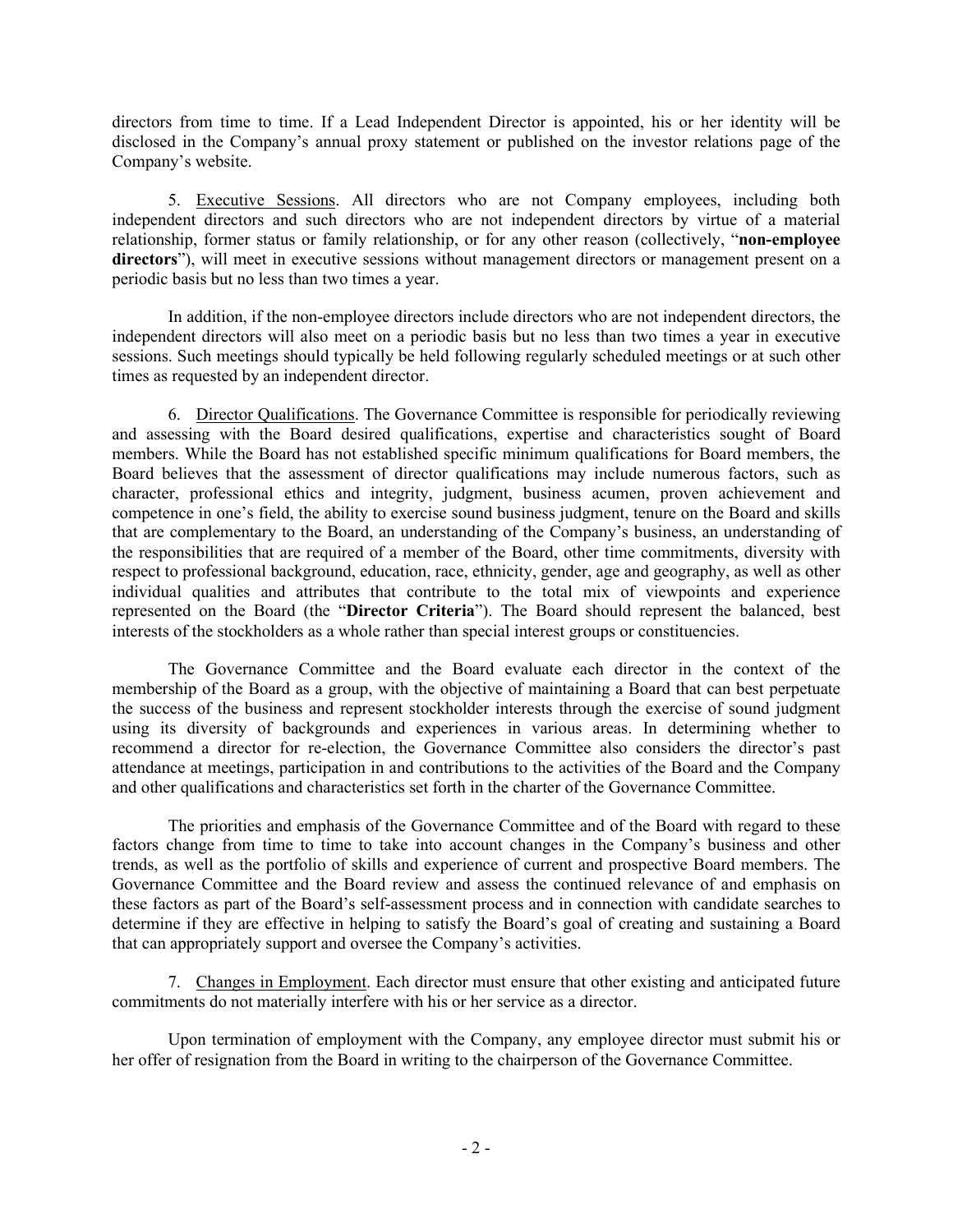directors from time to time. If a Lead Independent Director is appointed, his or her identity will be disclosed in the Company's annual proxy statement or published on the investor relations page of the Company's website.

5. Executive Sessions. All directors who are not Company employees, including both independent directors and such directors who are not independent directors by virtue of a material relationship, former status or family relationship, or for any other reason (collectively, "**non-employee directors**"), will meet in executive sessions without management directors or management present on a periodic basis but no less than two times a year.

In addition, if the non-employee directors include directors who are not independent directors, the independent directors will also meet on a periodic basis but no less than two times a year in executive sessions. Such meetings should typically be held following regularly scheduled meetings or at such other times as requested by an independent director.

6. Director Qualifications. The Governance Committee is responsible for periodically reviewing and assessing with the Board desired qualifications, expertise and characteristics sought of Board members. While the Board has not established specific minimum qualifications for Board members, the Board believes that the assessment of director qualifications may include numerous factors, such as character, professional ethics and integrity, judgment, business acumen, proven achievement and competence in one's field, the ability to exercise sound business judgment, tenure on the Board and skills that are complementary to the Board, an understanding of the Company's business, an understanding of the responsibilities that are required of a member of the Board, other time commitments, diversity with respect to professional background, education, race, ethnicity, gender, age and geography, as well as other individual qualities and attributes that contribute to the total mix of viewpoints and experience represented on the Board (the "**Director Criteria**"). The Board should represent the balanced, best interests of the stockholders as a whole rather than special interest groups or constituencies.

The Governance Committee and the Board evaluate each director in the context of the membership of the Board as a group, with the objective of maintaining a Board that can best perpetuate the success of the business and represent stockholder interests through the exercise of sound judgment using its diversity of backgrounds and experiences in various areas. In determining whether to recommend a director for re-election, the Governance Committee also considers the director's past attendance at meetings, participation in and contributions to the activities of the Board and the Company and other qualifications and characteristics set forth in the charter of the Governance Committee.

The priorities and emphasis of the Governance Committee and of the Board with regard to these factors change from time to time to take into account changes in the Company's business and other trends, as well as the portfolio of skills and experience of current and prospective Board members. The Governance Committee and the Board review and assess the continued relevance of and emphasis on these factors as part of the Board's self-assessment process and in connection with candidate searches to determine if they are effective in helping to satisfy the Board's goal of creating and sustaining a Board that can appropriately support and oversee the Company's activities.

7. Changes in Employment. Each director must ensure that other existing and anticipated future commitments do not materially interfere with his or her service as a director.

Upon termination of employment with the Company, any employee director must submit his or her offer of resignation from the Board in writing to the chairperson of the Governance Committee.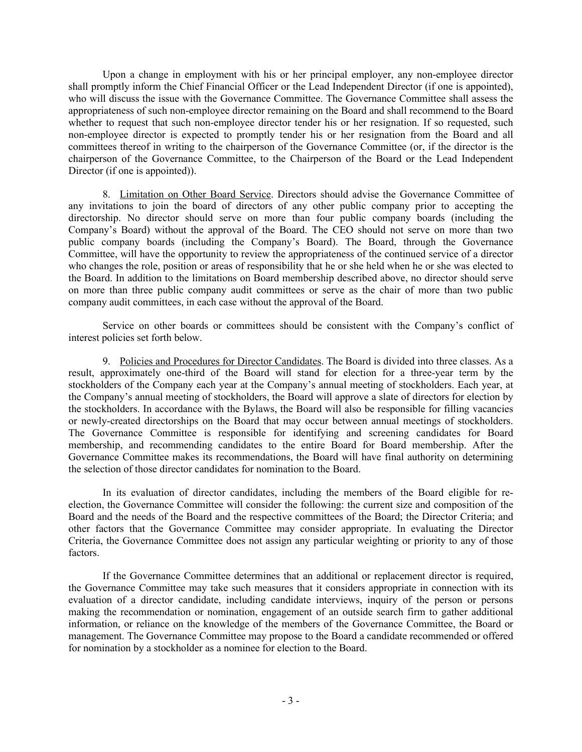Upon a change in employment with his or her principal employer, any non-employee director shall promptly inform the Chief Financial Officer or the Lead Independent Director (if one is appointed), who will discuss the issue with the Governance Committee. The Governance Committee shall assess the appropriateness of such non-employee director remaining on the Board and shall recommend to the Board whether to request that such non-employee director tender his or her resignation. If so requested, such non-employee director is expected to promptly tender his or her resignation from the Board and all committees thereof in writing to the chairperson of the Governance Committee (or, if the director is the chairperson of the Governance Committee, to the Chairperson of the Board or the Lead Independent Director (if one is appointed)).

8. Limitation on Other Board Service. Directors should advise the Governance Committee of any invitations to join the board of directors of any other public company prior to accepting the directorship. No director should serve on more than four public company boards (including the Company's Board) without the approval of the Board. The CEO should not serve on more than two public company boards (including the Company's Board). The Board, through the Governance Committee, will have the opportunity to review the appropriateness of the continued service of a director who changes the role, position or areas of responsibility that he or she held when he or she was elected to the Board. In addition to the limitations on Board membership described above, no director should serve on more than three public company audit committees or serve as the chair of more than two public company audit committees, in each case without the approval of the Board.

Service on other boards or committees should be consistent with the Company's conflict of interest policies set forth below.

9. Policies and Procedures for Director Candidates. The Board is divided into three classes. As a result, approximately one-third of the Board will stand for election for a three-year term by the stockholders of the Company each year at the Company's annual meeting of stockholders. Each year, at the Company's annual meeting of stockholders, the Board will approve a slate of directors for election by the stockholders. In accordance with the Bylaws, the Board will also be responsible for filling vacancies or newly-created directorships on the Board that may occur between annual meetings of stockholders. The Governance Committee is responsible for identifying and screening candidates for Board membership, and recommending candidates to the entire Board for Board membership. After the Governance Committee makes its recommendations, the Board will have final authority on determining the selection of those director candidates for nomination to the Board.

In its evaluation of director candidates, including the members of the Board eligible for re-election, the Governance Committee will consider the following: the current size and composition of the Board and the needs of the Board and the respective committees of the Board; the Director Criteria; and other factors that the Governance Committee may consider appropriate. In evaluating the Director Criteria, the Governance Committee does not assign any particular weighting or priority to any of those factors.

If the Governance Committee determines that an additional or replacement director is required, the Governance Committee may take such measures that it considers appropriate in connection with its evaluation of a director candidate, including candidate interviews, inquiry of the person or persons making the recommendation or nomination, engagement of an outside search firm to gather additional information, or reliance on the knowledge of the members of the Governance Committee, the Board or management. The Governance Committee may propose to the Board a candidate recommended or offered for nomination by a stockholder as a nominee for election to the Board.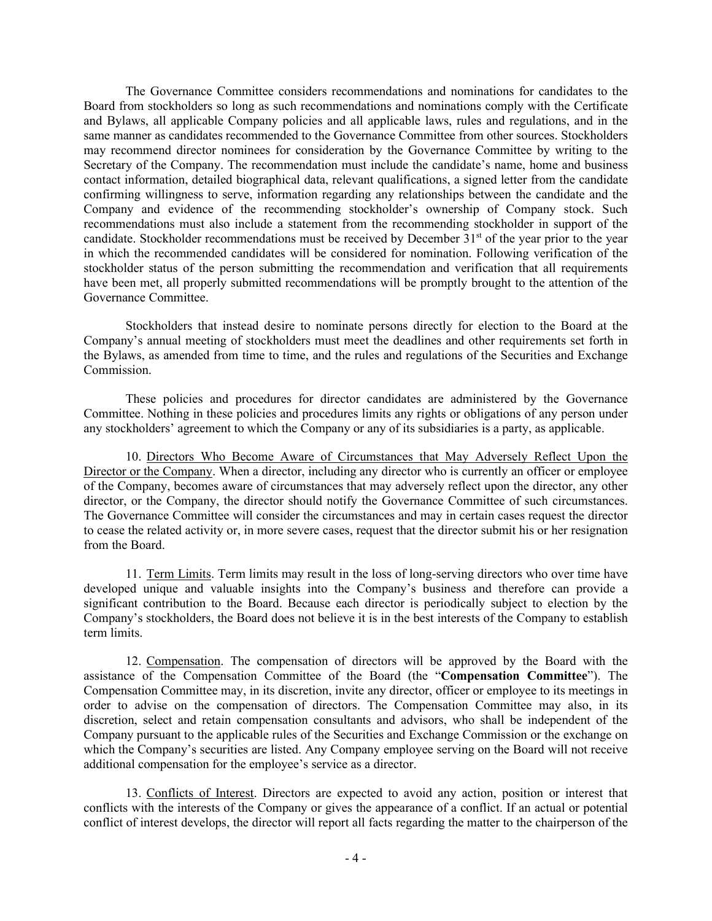The Governance Committee considers recommendations and nominations for candidates to the Board from stockholders so long as such recommendations and nominations comply with the Certificate and Bylaws, all applicable Company policies and all applicable laws, rules and regulations, and in the same manner as candidates recommended to the Governance Committee from other sources. Stockholders may recommend director nominees for consideration by the Governance Committee by writing to the Secretary of the Company. The recommendation must include the candidate's name, home and business contact information, detailed biographical data, relevant qualifications, a signed letter from the candidate confirming willingness to serve, information regarding any relationships between the candidate and the Company and evidence of the recommending stockholder's ownership of Company stock. Such recommendations must also include a statement from the recommending stockholder in support of the candidate. Stockholder recommendations must be received by December 31st of the year prior to the year in which the recommended candidates will be considered for nomination. Following verification of the stockholder status of the person submitting the recommendation and verification that all requirements have been met, all properly submitted recommendations will be promptly brought to the attention of the Governance Committee.

Stockholders that instead desire to nominate persons directly for election to the Board at the Company's annual meeting of stockholders must meet the deadlines and other requirements set forth in the Bylaws, as amended from time to time, and the rules and regulations of the Securities and Exchange Commission.

These policies and procedures for director candidates are administered by the Governance Committee. Nothing in these policies and procedures limits any rights or obligations of any person under any stockholders' agreement to which the Company or any of its subsidiaries is a party, as applicable.

10. Directors Who Become Aware of Circumstances that May Adversely Reflect Upon the Director or the Company. When a director, including any director who is currently an officer or employee of the Company, becomes aware of circumstances that may adversely reflect upon the director, any other director, or the Company, the director should notify the Governance Committee of such circumstances. The Governance Committee will consider the circumstances and may in certain cases request the director to cease the related activity or, in more severe cases, request that the director submit his or her resignation from the Board.

11. Term Limits. Term limits may result in the loss of long-serving directors who over time have developed unique and valuable insights into the Company's business and therefore can provide a significant contribution to the Board. Because each director is periodically subject to election by the Company's stockholders, the Board does not believe it is in the best interests of the Company to establish term limits.

12. Compensation. The compensation of directors will be approved by the Board with the assistance of the Compensation Committee of the Board (the "**Compensation Committee**"). The Compensation Committee may, in its discretion, invite any director, officer or employee to its meetings in order to advise on the compensation of directors. The Compensation Committee may also, in its discretion, select and retain compensation consultants and advisors, who shall be independent of the Company pursuant to the applicable rules of the Securities and Exchange Commission or the exchange on which the Company's securities are listed. Any Company employee serving on the Board will not receive additional compensation for the employee's service as a director.

13. Conflicts of Interest. Directors are expected to avoid any action, position or interest that conflicts with the interests of the Company or gives the appearance of a conflict. If an actual or potential conflict of interest develops, the director will report all facts regarding the matter to the chairperson of the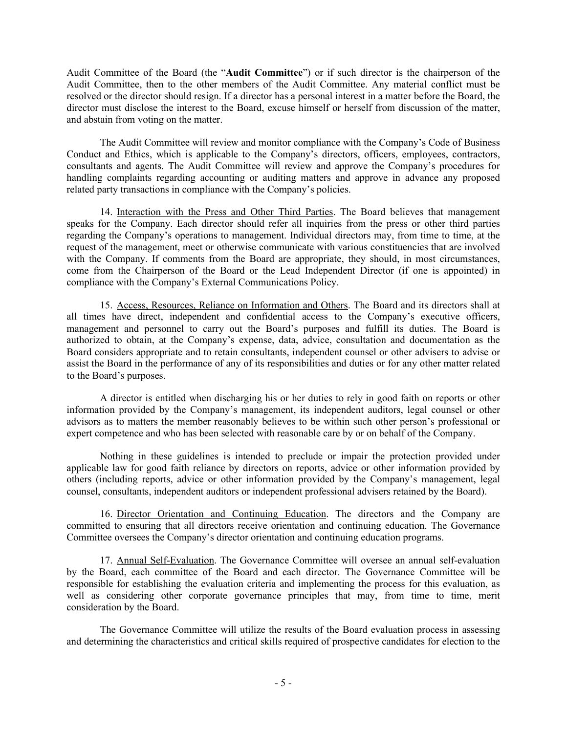Audit Committee of the Board (the "**Audit Committee**") or if such director is the chairperson of the Audit Committee, then to the other members of the Audit Committee. Any material conflict must be resolved or the director should resign. If a director has a personal interest in a matter before the Board, the director must disclose the interest to the Board, excuse himself or herself from discussion of the matter, and abstain from voting on the matter.

The Audit Committee will review and monitor compliance with the Company's Code of Business Conduct and Ethics, which is applicable to the Company's directors, officers, employees, contractors, consultants and agents. The Audit Committee will review and approve the Company's procedures for handling complaints regarding accounting or auditing matters and approve in advance any proposed related party transactions in compliance with the Company's policies.

14. Interaction with the Press and Other Third Parties. The Board believes that management speaks for the Company. Each director should refer all inquiries from the press or other third parties regarding the Company's operations to management. Individual directors may, from time to time, at the request of the management, meet or otherwise communicate with various constituencies that are involved with the Company. If comments from the Board are appropriate, they should, in most circumstances, come from the Chairperson of the Board or the Lead Independent Director (if one is appointed) in compliance with the Company's External Communications Policy.

15. Access, Resources, Reliance on Information and Others. The Board and its directors shall at all times have direct, independent and confidential access to the Company's executive officers, management and personnel to carry out the Board's purposes and fulfill its duties. The Board is authorized to obtain, at the Company's expense, data, advice, consultation and documentation as the Board considers appropriate and to retain consultants, independent counsel or other advisers to advise or assist the Board in the performance of any of its responsibilities and duties or for any other matter related to the Board's purposes.

A director is entitled when discharging his or her duties to rely in good faith on reports or other information provided by the Company's management, its independent auditors, legal counsel or other advisors as to matters the member reasonably believes to be within such other person's professional or expert competence and who has been selected with reasonable care by or on behalf of the Company.

Nothing in these guidelines is intended to preclude or impair the protection provided under applicable law for good faith reliance by directors on reports, advice or other information provided by others (including reports, advice or other information provided by the Company's management, legal counsel, consultants, independent auditors or independent professional advisers retained by the Board).

16. Director Orientation and Continuing Education. The directors and the Company are committed to ensuring that all directors receive orientation and continuing education. The Governance Committee oversees the Company's director orientation and continuing education programs.

17. Annual Self-Evaluation. The Governance Committee will oversee an annual self-evaluation by the Board, each committee of the Board and each director. The Governance Committee will be responsible for establishing the evaluation criteria and implementing the process for this evaluation, as well as considering other corporate governance principles that may, from time to time, merit consideration by the Board.

The Governance Committee will utilize the results of the Board evaluation process in assessing and determining the characteristics and critical skills required of prospective candidates for election to the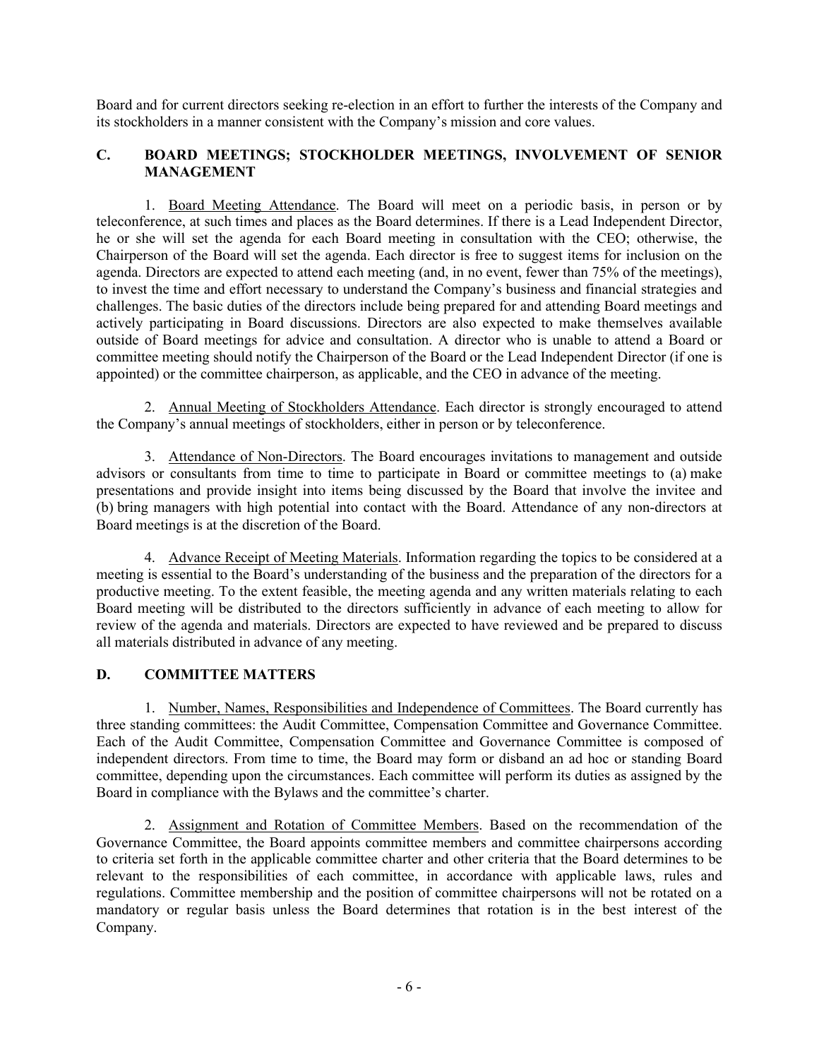Board and for current directors seeking re-election in an effort to further the interests of the Company and its stockholders in a manner consistent with the Company's mission and core values.

## C. BOARD MEETINGS; STOCKHOLDER MEETINGS, INVOLVEMENT OF SENIOR MANAGEMENT

1. Board Meeting Attendance. The Board will meet on a periodic basis, in person or by teleconference, at such times and places as the Board determines. If there is a Lead Independent Director, he or she will set the agenda for each Board meeting in consultation with the CEO; otherwise, the Chairperson of the Board will set the agenda. Each director is free to suggest items for inclusion on the agenda. Directors are expected to attend each meeting (and, in no event, fewer than 75% of the meetings), to invest the time and effort necessary to understand the Company's business and financial strategies and challenges. The basic duties of the directors include being prepared for and attending Board meetings and actively participating in Board discussions. Directors are also expected to make themselves available outside of Board meetings for advice and consultation. A director who is unable to attend a Board or committee meeting should notify the Chairperson of the Board or the Lead Independent Director (if one is appointed) or the committee chairperson, as applicable, and the CEO in advance of the meeting.

2. Annual Meeting of Stockholders Attendance. Each director is strongly encouraged to attend the Company's annual meetings of stockholders, either in person or by teleconference.

3. Attendance of Non-Directors. The Board encourages invitations to management and outside advisors or consultants from time to time to participate in Board or committee meetings to (a) make presentations and provide insight into items being discussed by the Board that involve the invitee and (b) bring managers with high potential into contact with the Board. Attendance of any non-directors at Board meetings is at the discretion of the Board.

4. Advance Receipt of Meeting Materials. Information regarding the topics to be considered at a meeting is essential to the Board's understanding of the business and the preparation of the directors for a productive meeting. To the extent feasible, the meeting agenda and any written materials relating to each Board meeting will be distributed to the directors sufficiently in advance of each meeting to allow for review of the agenda and materials. Directors are expected to have reviewed and be prepared to discuss all materials distributed in advance of any meeting.

## D. COMMITTEE MATTERS

1. Number, Names, Responsibilities and Independence of Committees. The Board currently has three standing committees: the Audit Committee, Compensation Committee and Governance Committee. Each of the Audit Committee, Compensation Committee and Governance Committee is composed of independent directors. From time to time, the Board may form or disband an ad hoc or standing Board committee, depending upon the circumstances. Each committee will perform its duties as assigned by the Board in compliance with the Bylaws and the committee's charter.

2. Assignment and Rotation of Committee Members. Based on the recommendation of the Governance Committee, the Board appoints committee members and committee chairpersons according to criteria set forth in the applicable committee charter and other criteria that the Board determines to be relevant to the responsibilities of each committee, in accordance with applicable laws, rules and regulations. Committee membership and the position of committee chairpersons will not be rotated on a mandatory or regular basis unless the Board determines that rotation is in the best interest of the Company.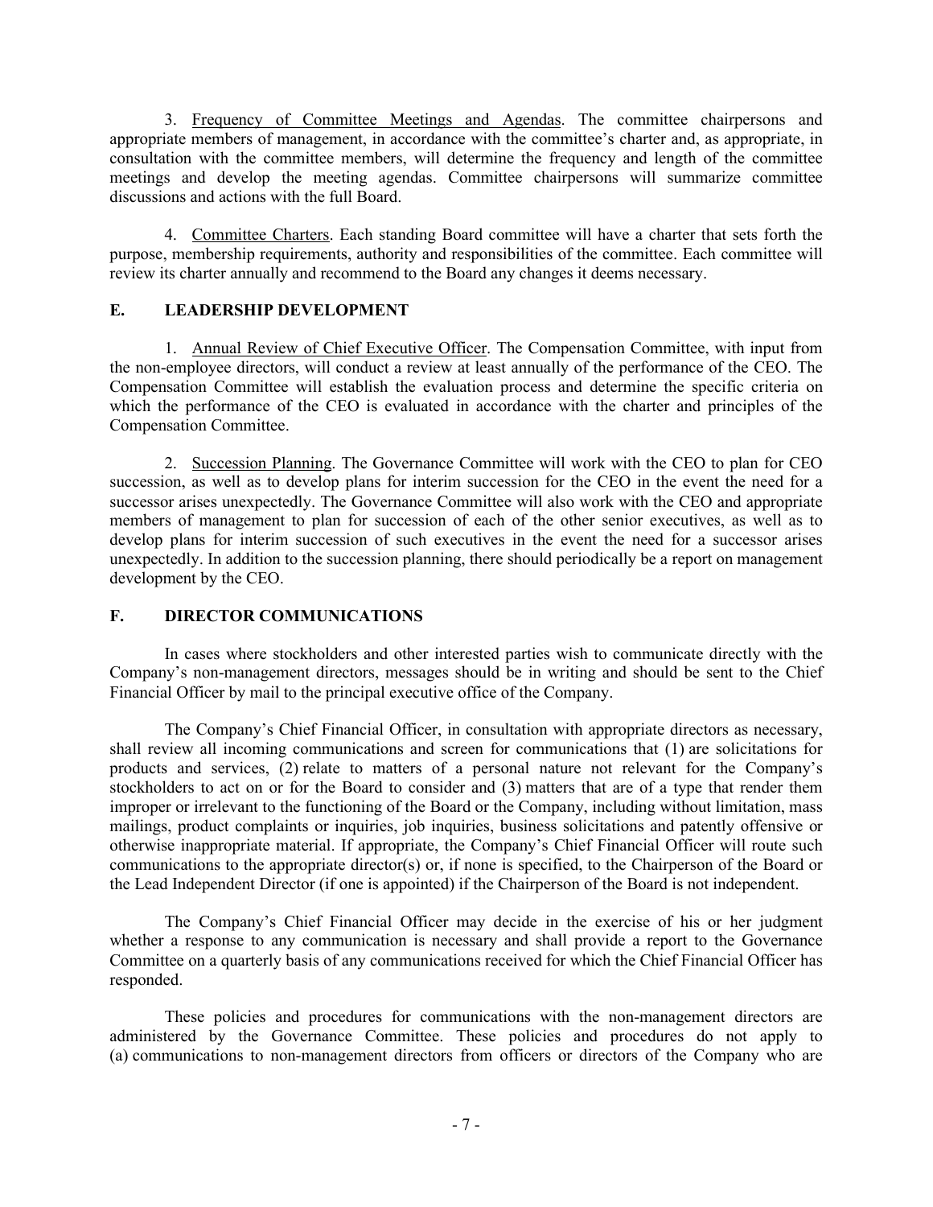3. Frequency of Committee Meetings and Agendas. The committee chairpersons and appropriate members of management, in accordance with the committee's charter and, as appropriate, in consultation with the committee members, will determine the frequency and length of the committee meetings and develop the meeting agendas. Committee chairpersons will summarize committee discussions and actions with the full Board.

4. Committee Charters. Each standing Board committee will have a charter that sets forth the purpose, membership requirements, authority and responsibilities of the committee. Each committee will review its charter annually and recommend to the Board any changes it deems necessary.

## E. LEADERSHIP DEVELOPMENT

1. Annual Review of Chief Executive Officer. The Compensation Committee, with input from the non-employee directors, will conduct a review at least annually of the performance of the CEO. The Compensation Committee will establish the evaluation process and determine the specific criteria on which the performance of the CEO is evaluated in accordance with the charter and principles of the Compensation Committee.

2. Succession Planning. The Governance Committee will work with the CEO to plan for CEO succession, as well as to develop plans for interim succession for the CEO in the event the need for a successor arises unexpectedly. The Governance Committee will also work with the CEO and appropriate members of management to plan for succession of each of the other senior executives, as well as to develop plans for interim succession of such executives in the event the need for a successor arises unexpectedly. In addition to the succession planning, there should periodically be a report on management development by the CEO.

## F. DIRECTOR COMMUNICATIONS

In cases where stockholders and other interested parties wish to communicate directly with the Company's non-management directors, messages should be in writing and should be sent to the Chief Financial Officer by mail to the principal executive office of the Company.

The Company's Chief Financial Officer, in consultation with appropriate directors as necessary, shall review all incoming communications and screen for communications that (1) are solicitations for products and services, (2) relate to matters of a personal nature not relevant for the Company's stockholders to act on or for the Board to consider and (3) matters that are of a type that render them improper or irrelevant to the functioning of the Board or the Company, including without limitation, mass mailings, product complaints or inquiries, job inquiries, business solicitations and patently offensive or otherwise inappropriate material. If appropriate, the Company's Chief Financial Officer will route such communications to the appropriate director(s) or, if none is specified, to the Chairperson of the Board or the Lead Independent Director (if one is appointed) if the Chairperson of the Board is not independent.

The Company's Chief Financial Officer may decide in the exercise of his or her judgment whether a response to any communication is necessary and shall provide a report to the Governance Committee on a quarterly basis of any communications received for which the Chief Financial Officer has responded.

These policies and procedures for communications with the non-management directors are administered by the Governance Committee. These policies and procedures do not apply to (a) communications to non-management directors from officers or directors of the Company who are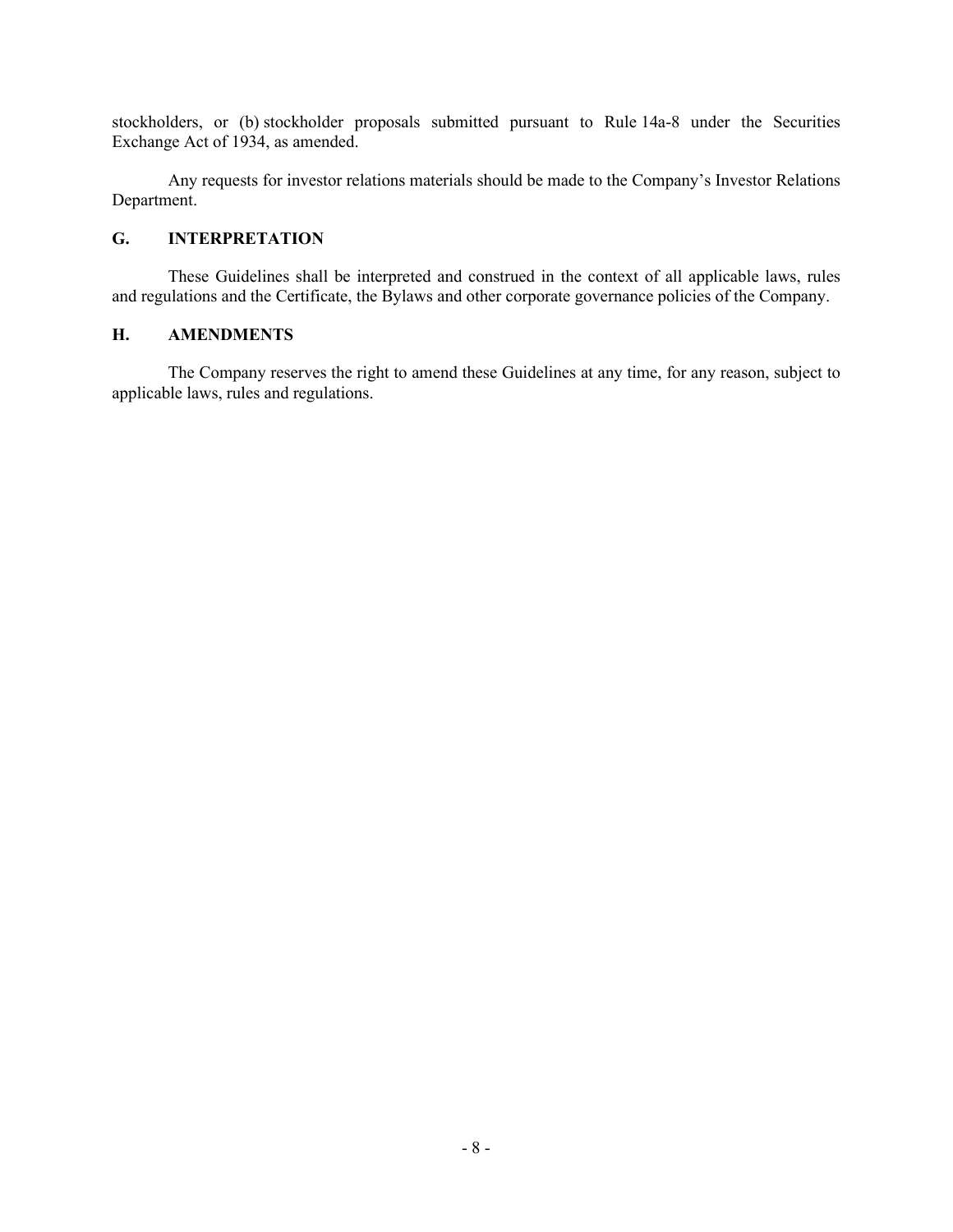stockholders, or (b) stockholder proposals submitted pursuant to Rule 14a-8 under the Securities Exchange Act of 1934, as amended.

Any requests for investor relations materials should be made to the Company's Investor Relations Department.

## G. INTERPRETATION

These Guidelines shall be interpreted and construed in the context of all applicable laws, rules and regulations and the Certificate, the Bylaws and other corporate governance policies of the Company.

## H. AMENDMENTS

The Company reserves the right to amend these Guidelines at any time, for any reason, subject to applicable laws, rules and regulations.